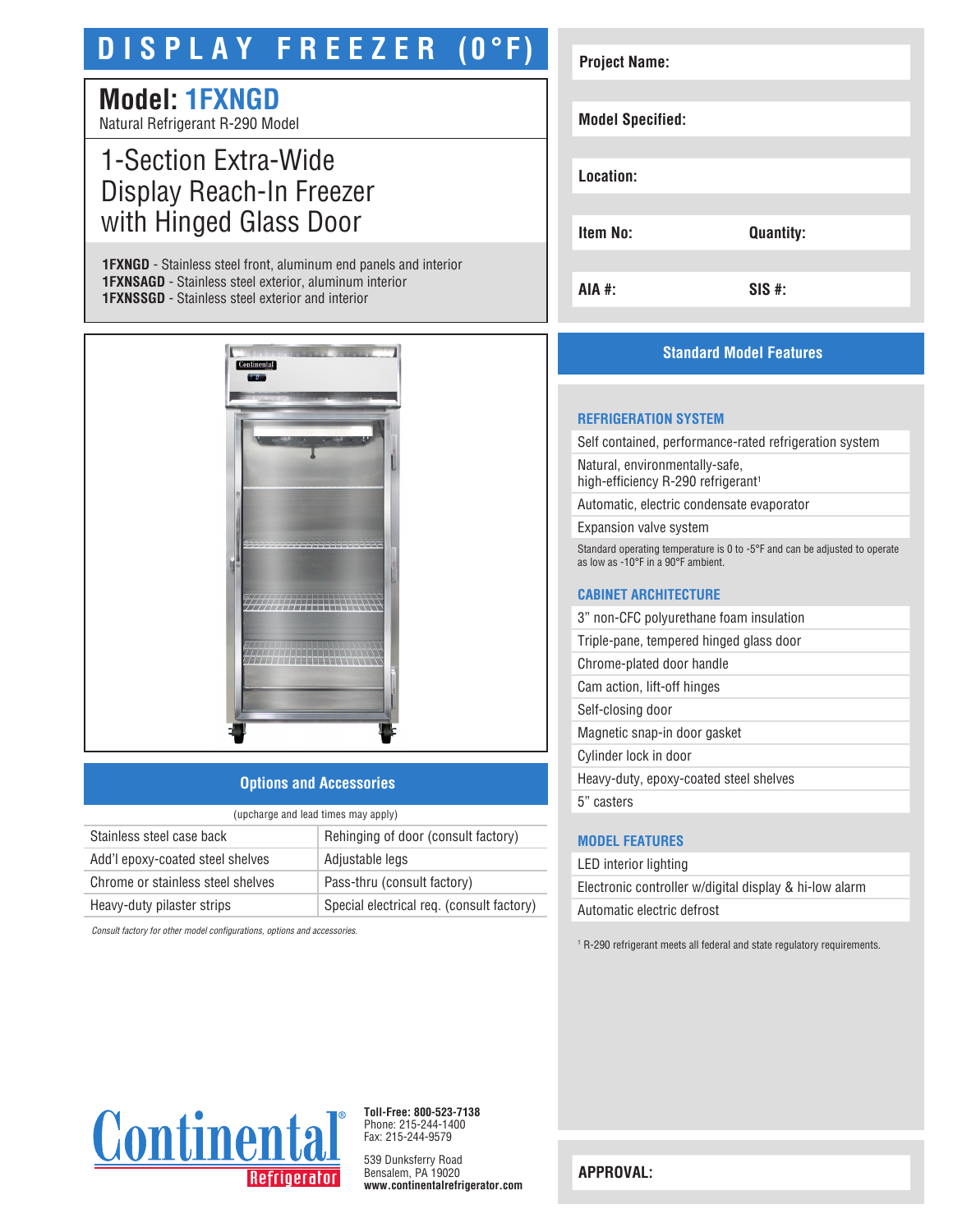# DISPLAY FREEZER (0°F)

## Model: 1FXNGD

Natural Refrigerant R-290 Model

## 1-Section Extra-Wide Display Reach-In Freezer with Hinged Glass Door

**1FXNGD** - Stainless steel front, aluminum end panels and interior
**1FXNSAGD** - Stainless steel exterior, aluminum interior
**1FXNSSGD** - Stainless steel exterior and interior

| | |
|---|---|
| **Project Name:** | |
| **Model Specified:** | |
| **Location:** | |
| **Item No:** | **Quantity:** |
| **AIA #:** | **SIS #:** |

## Options and Accessories

(upcharge and lead times may apply)

| | |
|---|---|
| Stainless steel case back | Rehinging of door (consult factory) |
| Add'l epoxy-coated steel shelves | Adjustable legs |
| Chrome or stainless steel shelves | Pass-thru (consult factory) |
| Heavy-duty pilaster strips | Special electrical req. (consult factory) |

*Consult factory for other model configurations, options and accessories.*

## Standard Model Features

### REFRIGERATION SYSTEM

- Self contained, performance-rated refrigeration system
- Natural, environmentally-safe, high-efficiency R-290 refrigerant[1]
- Automatic, electric condensate evaporator
- Expansion valve system

Standard operating temperature is 0 to -5°F and can be adjusted to operate as low as -10°F in a 90°F ambient.

### CABINET ARCHITECTURE

- 3" non-CFC polyurethane foam insulation
- Triple-pane, tempered hinged glass door
- Chrome-plated door handle
- Cam action, lift-off hinges
- Self-closing door
- Magnetic snap-in door gasket
- Cylinder lock in door
- Heavy-duty, epoxy-coated steel shelves
- 5" casters

### MODEL FEATURES

- LED interior lighting
- Electronic controller w/digital display & hi-low alarm
- Automatic electric defrost

[1] R-290 refrigerant meets all federal and state regulatory requirements.

Continental Refrigerator

**Toll-Free: 800-523-7138**
Phone: 215-244-1400
Fax: 215-244-9579

539 Dunksferry Road
Bensalem, PA 19020
**www.continentalrefrigerator.com**

**APPROVAL:**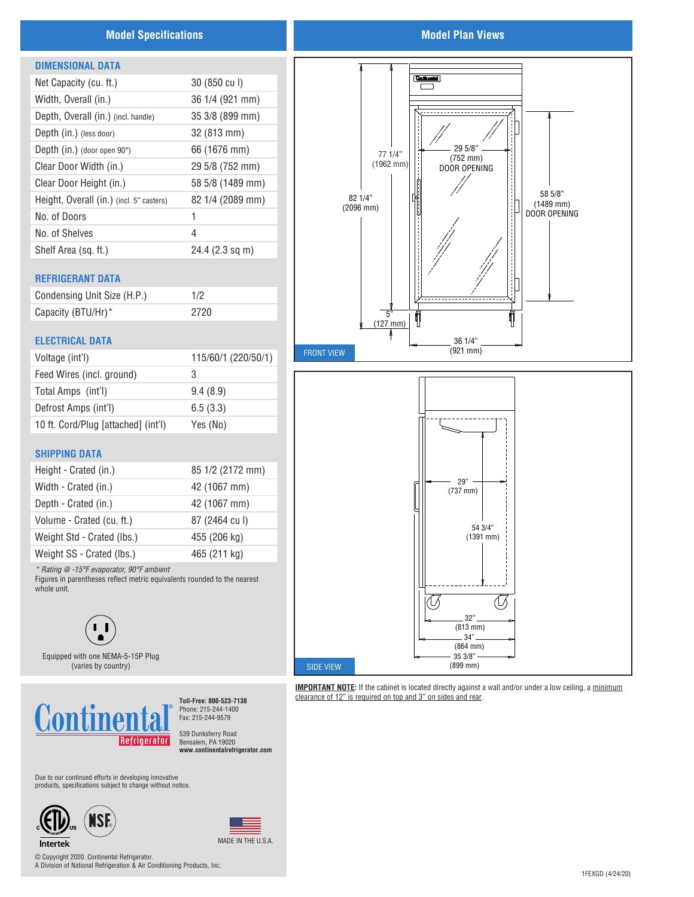## Model Specifications

### DIMENSIONAL DATA

| | |
|---|---|
| Net Capacity (cu. ft.) | 30 (850 cu l) |
| Width, Overall (in.) | 36 1/4 (921 mm) |
| Depth, Overall (in.) (incl. handle) | 35 3/8 (899 mm) |
| Depth (in.) (less door) | 32 (813 mm) |
| Depth (in.) (door open 90°) | 66 (1676 mm) |
| Clear Door Width (in.) | 29 5/8 (752 mm) |
| Clear Door Height (in.) | 58 5/8 (1489 mm) |
| Height, Overall (in.) (incl. 5" casters) | 82 1/4 (2089 mm) |
| No. of Doors | 1 |
| No. of Shelves | 4 |
| Shelf Area (sq. ft.) | 24.4 (2.3 sq m) |

### REFRIGERANT DATA

| | |
|---|---|
| Condensing Unit Size (H.P.) | 1/2 |
| Capacity (BTU/Hr)* | 2720 |

### ELECTRICAL DATA

| | |
|---|---|
| Voltage (int'l) | 115/60/1 (220/50/1) |
| Feed Wires (incl. ground) | 3 |
| Total Amps (int'l) | 9.4 (8.9) |
| Defrost Amps (int'l) | 6.5 (3.3) |
| 10 ft. Cord/Plug [attached] (int'l) | Yes (No) |

### SHIPPING DATA

| | |
|---|---|
| Height - Crated (in.) | 85 1/2 (2172 mm) |
| Width - Crated (in.) | 42 (1067 mm) |
| Depth - Crated (in.) | 42 (1067 mm) |
| Volume - Crated (cu. ft.) | 87 (2464 cu l) |
| Weight Std - Crated (lbs.) | 455 (206 kg) |
| Weight SS - Crated (lbs.) | 465 (211 kg) |

*\* Rating @ -15°F evaporator, 90°F ambient*

Figures in parentheses reflect metric equivalents rounded to the nearest whole unit.

Equipped with one NEMA-5-15P Plug (varies by country)

## Model Plan Views

FRONT VIEW

77 1/4" (1962 mm)
82 1/4" (2096 mm)
5" (127 mm)
29 5/8" (752 mm) DOOR OPENING
58 5/8" (1489 mm) DOOR OPENING
36 1/4" (921 mm)

SIDE VIEW

29" (737 mm)
54 3/4" (1391 mm)
32" (813 mm)
34" (864 mm)
35 3/8" (899 mm)

**IMPORTANT NOTE:** If the cabinet is located directly against a wall and/or under a low ceiling, a minimum clearance of 12" is required on top and 3" on sides and rear.

Continental Refrigerator

**Toll-Free: 800-523-7138**
Phone: 215-244-1400
Fax: 215-244-9579

539 Dunksferry Road
Bensalem, PA 19020
**www.continentalrefrigerator.com**

Due to our continued efforts in developing innovative products, specifications subject to change without notice.

Intertek

MADE IN THE U.S.A.

© Copyright 2020. Continental Refrigerator.
A Division of National Refrigeration & Air Conditioning Products, Inc.

1FEXGD (4/24/20)